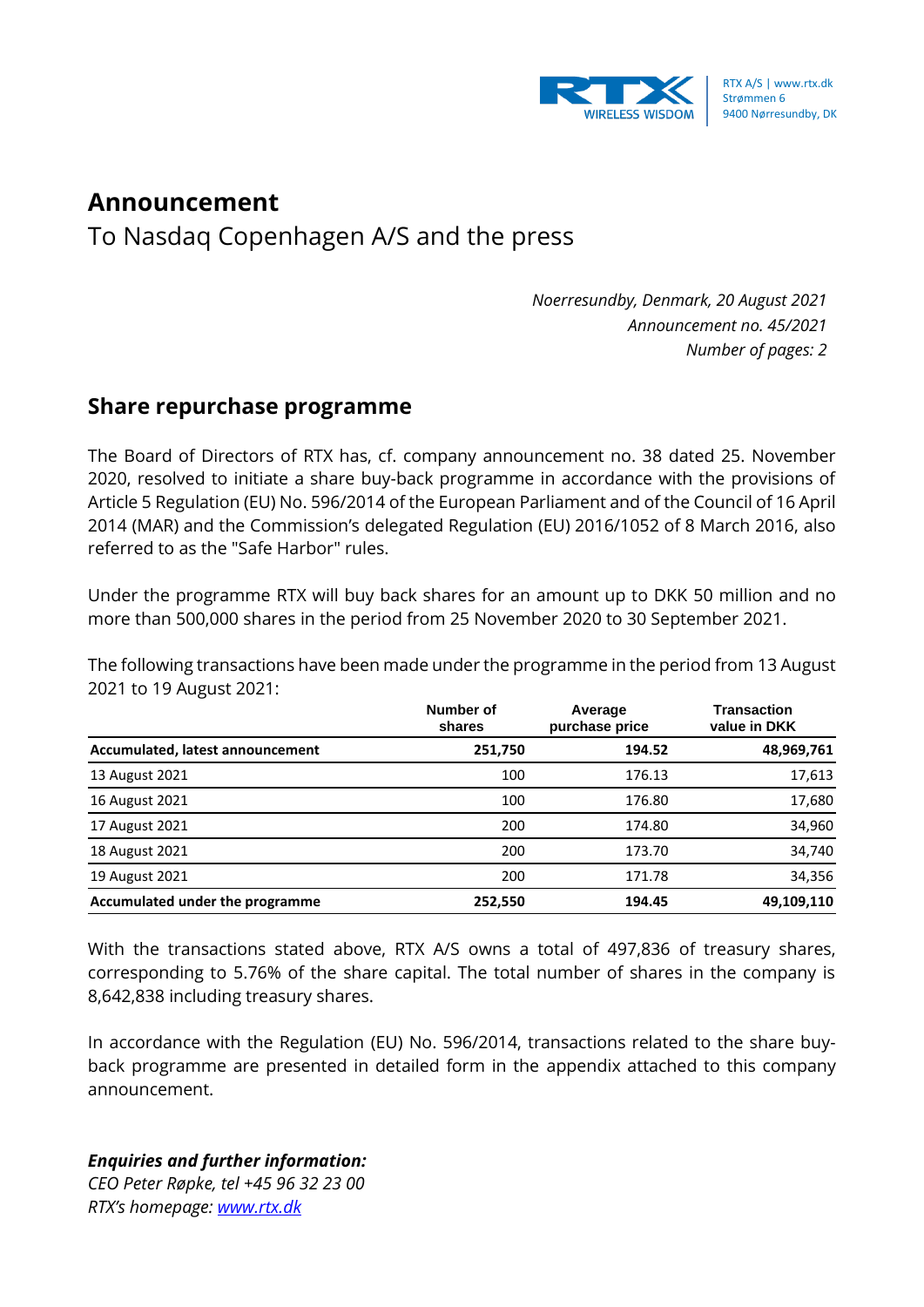RTX A/S | www.rtx.dk
Strømmen 6
9400 Nørresundby, DK

# Announcement

To Nasdaq Copenhagen A/S and the press

*Noerresundby, Denmark, 20 August 2021*
*Announcement no. 45/2021*
*Number of pages: 2*

## Share repurchase programme

The Board of Directors of RTX has, cf. company announcement no. 38 dated 25. November 2020, resolved to initiate a share buy-back programme in accordance with the provisions of Article 5 Regulation (EU) No. 596/2014 of the European Parliament and of the Council of 16 April 2014 (MAR) and the Commission's delegated Regulation (EU) 2016/1052 of 8 March 2016, also referred to as the "Safe Harbor" rules.

Under the programme RTX will buy back shares for an amount up to DKK 50 million and no more than 500,000 shares in the period from 25 November 2020 to 30 September 2021.

The following transactions have been made under the programme in the period from 13 August 2021 to 19 August 2021:

| | Number of shares | Average purchase price | Transaction value in DKK |
|---|---|---|---|
| **Accumulated, latest announcement** | **251,750** | **194.52** | **48,969,761** |
| 13 August 2021 | 100 | 176.13 | 17,613 |
| 16 August 2021 | 100 | 176.80 | 17,680 |
| 17 August 2021 | 200 | 174.80 | 34,960 |
| 18 August 2021 | 200 | 173.70 | 34,740 |
| 19 August 2021 | 200 | 171.78 | 34,356 |
| **Accumulated under the programme** | **252,550** | **194.45** | **49,109,110** |

With the transactions stated above, RTX A/S owns a total of 497,836 of treasury shares, corresponding to 5.76% of the share capital. The total number of shares in the company is 8,642,838 including treasury shares.

In accordance with the Regulation (EU) No. 596/2014, transactions related to the share buy-back programme are presented in detailed form in the appendix attached to this company announcement.

***Enquiries and further information:***
*CEO Peter Røpke, tel +45 96 32 23 00*
*RTX's homepage: [www.rtx.dk](www.rtx.dk)*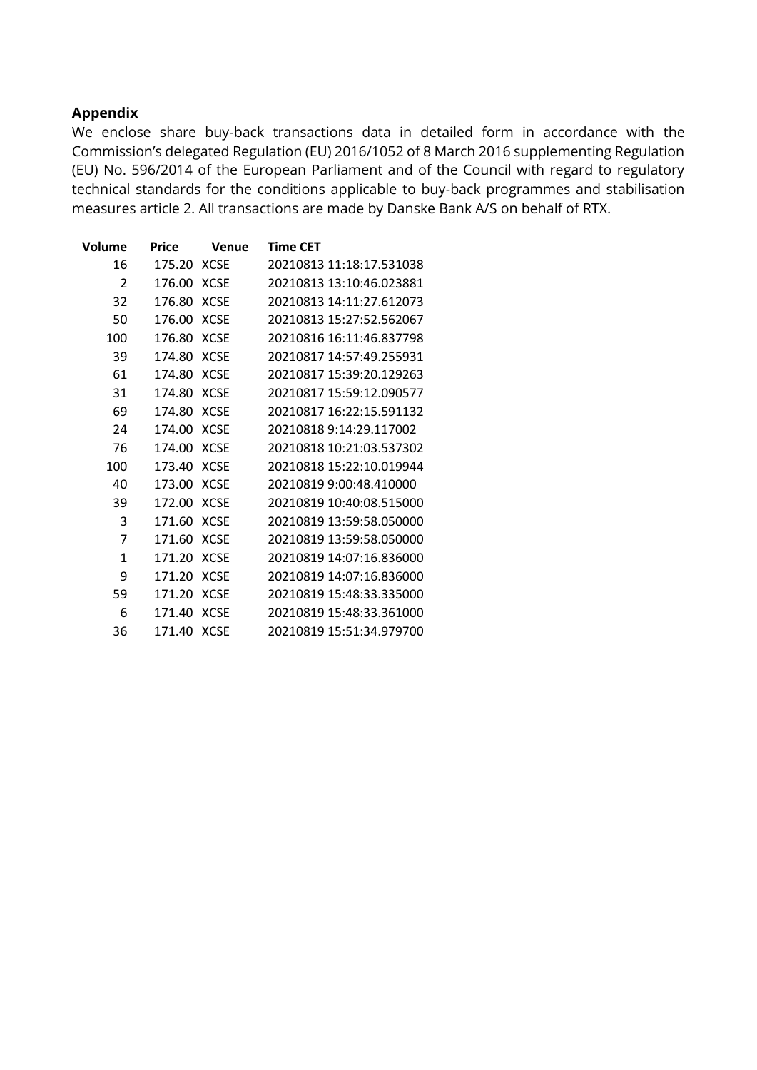**Appendix**

We enclose share buy-back transactions data in detailed form in accordance with the Commission's delegated Regulation (EU) 2016/1052 of 8 March 2016 supplementing Regulation (EU) No. 596/2014 of the European Parliament and of the Council with regard to regulatory technical standards for the conditions applicable to buy-back programmes and stabilisation measures article 2. All transactions are made by Danske Bank A/S on behalf of RTX.

| Volume | Price | Venue | Time CET |
|---|---|---|---|
| 16 | 175.20 | XCSE | 20210813 11:18:17.531038 |
| 2 | 176.00 | XCSE | 20210813 13:10:46.023881 |
| 32 | 176.80 | XCSE | 20210813 14:11:27.612073 |
| 50 | 176.00 | XCSE | 20210813 15:27:52.562067 |
| 100 | 176.80 | XCSE | 20210816 16:11:46.837798 |
| 39 | 174.80 | XCSE | 20210817 14:57:49.255931 |
| 61 | 174.80 | XCSE | 20210817 15:39:20.129263 |
| 31 | 174.80 | XCSE | 20210817 15:59:12.090577 |
| 69 | 174.80 | XCSE | 20210817 16:22:15.591132 |
| 24 | 174.00 | XCSE | 20210818 9:14:29.117002 |
| 76 | 174.00 | XCSE | 20210818 10:21:03.537302 |
| 100 | 173.40 | XCSE | 20210818 15:22:10.019944 |
| 40 | 173.00 | XCSE | 20210819 9:00:48.410000 |
| 39 | 172.00 | XCSE | 20210819 10:40:08.515000 |
| 3 | 171.60 | XCSE | 20210819 13:59:58.050000 |
| 7 | 171.60 | XCSE | 20210819 13:59:58.050000 |
| 1 | 171.20 | XCSE | 20210819 14:07:16.836000 |
| 9 | 171.20 | XCSE | 20210819 14:07:16.836000 |
| 59 | 171.20 | XCSE | 20210819 15:48:33.335000 |
| 6 | 171.40 | XCSE | 20210819 15:48:33.361000 |
| 36 | 171.40 | XCSE | 20210819 15:51:34.979700 |